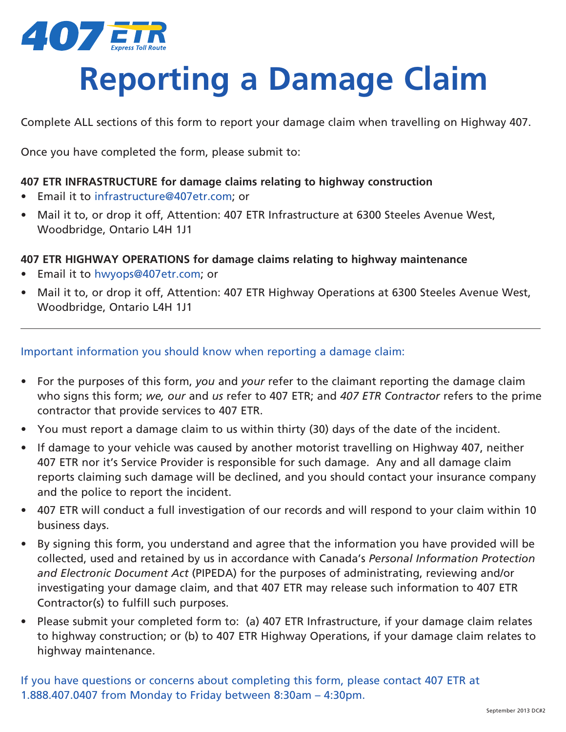407 ETR
Express Toll Route

# Reporting a Damage Claim

Complete ALL sections of this form to report your damage claim when travelling on Highway 407.

Once you have completed the form, please submit to:

**407 ETR INFRASTRUCTURE for damage claims relating to highway construction**

- Email it to infrastructure@407etr.com; or
- Mail it to, or drop it off, Attention: 407 ETR Infrastructure at 6300 Steeles Avenue West, Woodbridge, Ontario L4H 1J1

**407 ETR HIGHWAY OPERATIONS for damage claims relating to highway maintenance**

- Email it to hwyops@407etr.com; or
- Mail it to, or drop it off, Attention: 407 ETR Highway Operations at 6300 Steeles Avenue West, Woodbridge, Ontario L4H 1J1

---

Important information you should know when reporting a damage claim:

- For the purposes of this form, *you* and *your* refer to the claimant reporting the damage claim who signs this form; *we, our* and *us* refer to 407 ETR; and *407 ETR Contractor* refers to the prime contractor that provide services to 407 ETR.
- You must report a damage claim to us within thirty (30) days of the date of the incident.
- If damage to your vehicle was caused by another motorist travelling on Highway 407, neither 407 ETR nor it's Service Provider is responsible for such damage. Any and all damage claim reports claiming such damage will be declined, and you should contact your insurance company and the police to report the incident.
- 407 ETR will conduct a full investigation of our records and will respond to your claim within 10 business days.
- By signing this form, you understand and agree that the information you have provided will be collected, used and retained by us in accordance with Canada's *Personal Information Protection and Electronic Document Act* (PIPEDA) for the purposes of administrating, reviewing and/or investigating your damage claim, and that 407 ETR may release such information to 407 ETR Contractor(s) to fulfill such purposes.
- Please submit your completed form to: (a) 407 ETR Infrastructure, if your damage claim relates to highway construction; or (b) to 407 ETR Highway Operations, if your damage claim relates to highway maintenance.

If you have questions or concerns about completing this form, please contact 407 ETR at 1.888.407.0407 from Monday to Friday between 8:30am – 4:30pm.

September 2013 DC#2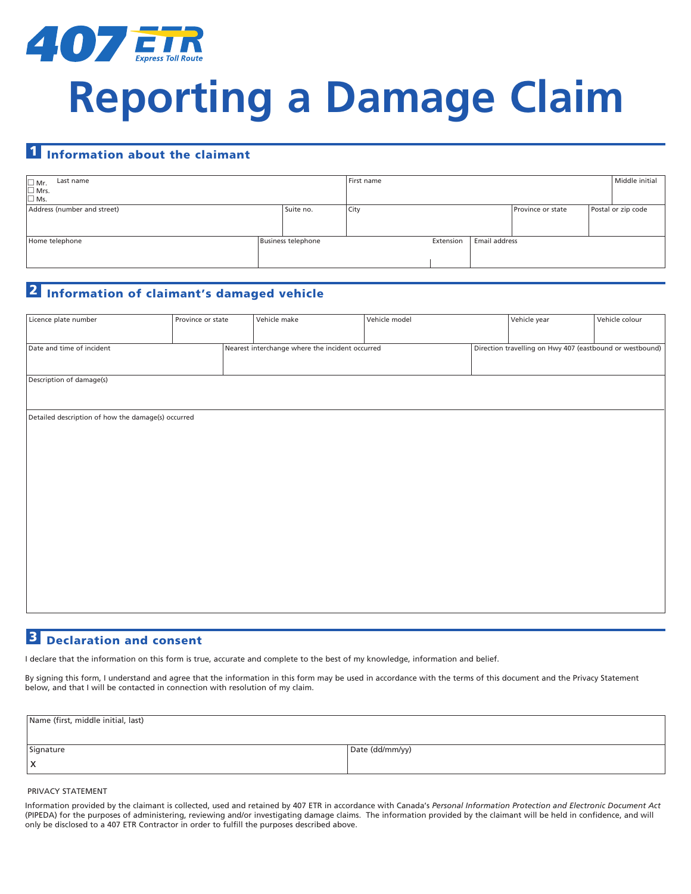407 ETR Express Toll Route

# Reporting a Damage Claim

## 1 Information about the claimant

| | | | | | |
|---|---|---|---|---|---|
| ☐ Mr. ☐ Mrs. ☐ Ms. Last name | | First name | | | Middle initial |
| Address (number and street) | Suite no. | City | | Province or state | Postal or zip code |
| Home telephone | Business telephone | Extension | Email address | | |

## 2 Information of claimant's damaged vehicle

| | | | | | |
|---|---|---|---|---|---|
| Licence plate number | Province or state | Vehicle make | Vehicle model | Vehicle year | Vehicle colour |
| Date and time of incident | Nearest interchange where the incident occurred | | Direction travelling on Hwy 407 (eastbound or westbound) | | |
| Description of damage(s) | | | | | |
| Detailed description of how the damage(s) occurred | | | | | |

## 3 Declaration and consent

I declare that the information on this form is true, accurate and complete to the best of my knowledge, information and belief.

By signing this form, I understand and agree that the information in this form may be used in accordance with the terms of this document and the Privacy Statement below, and that I will be contacted in connection with resolution of my claim.

| | |
|---|---|
| Name (first, middle initial, last) | |
| Signature<br>X | Date (dd/mm/yy) |

PRIVACY STATEMENT

Information provided by the claimant is collected, used and retained by 407 ETR in accordance with Canada's *Personal Information Protection and Electronic Document Act* (PIPEDA) for the purposes of administering, reviewing and/or investigating damage claims. The information provided by the claimant will be held in confidence, and will only be disclosed to a 407 ETR Contractor in order to fulfill the purposes described above.